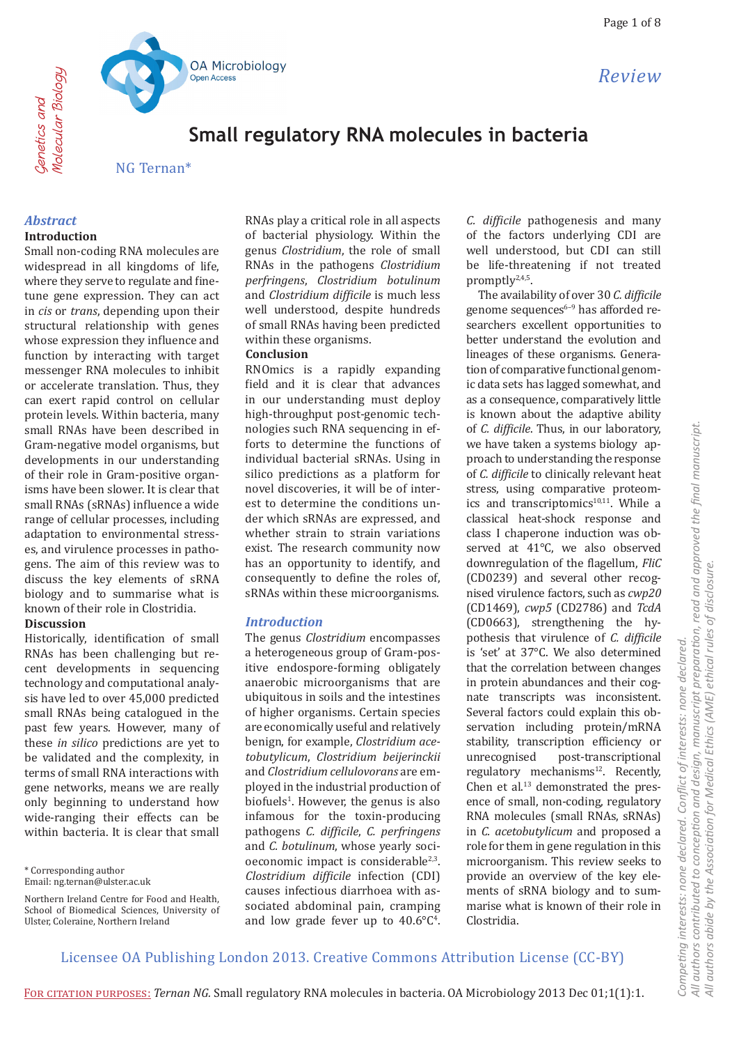Review

# Small regulatory RNA molecules in bacteria

NG Ternan*

## Abstract

### Introduction

Small non-coding RNA molecules are widespread in all kingdoms of life, where they serve to regulate and fine-tune gene expression. They can act in *cis* or *trans*, depending upon their structural relationship with genes whose expression they influence and function by interacting with target messenger RNA molecules to inhibit or accelerate translation. Thus, they can exert rapid control on cellular protein levels. Within bacteria, many small RNAs have been described in Gram-negative model organisms, but developments in our understanding of their role in Gram-positive organisms have been slower. It is clear that small RNAs (sRNAs) influence a wide range of cellular processes, including adaptation to environmental stresses, and virulence processes in pathogens. The aim of this review was to discuss the key elements of sRNA biology and to summarise what is known of their role in Clostridia.

### Discussion

Historically, identification of small RNAs has been challenging but recent developments in sequencing technology and computational analysis have led to over 45,000 predicted small RNAs being catalogued in the past few years. However, many of these *in silico* predictions are yet to be validated and the complexity, in terms of small RNA interactions with gene networks, means we are really only beginning to understand how wide-ranging their effects can be within bacteria. It is clear that small RNAs play a critical role in all aspects of bacterial physiology. Within the genus *Clostridium*, the role of small RNAs in the pathogens *Clostridium perfringens*, *Clostridium botulinum* and *Clostridium difficile* is much less well understood, despite hundreds of small RNAs having been predicted within these organisms.

### Conclusion

RNOmics is a rapidly expanding field and it is clear that advances in our understanding must deploy high-throughput post-genomic technologies such RNA sequencing in efforts to determine the functions of individual bacterial sRNAs. Using in silico predictions as a platform for novel discoveries, it will be of interest to determine the conditions under which sRNAs are expressed, and whether strain to strain variations exist. The research community now has an opportunity to identify, and consequently to define the roles of, sRNAs within these microorganisms.

## Introduction

The genus *Clostridium* encompasses a heterogeneous group of Gram-positive endospore-forming obligately anaerobic microorganisms that are ubiquitous in soils and the intestines of higher organisms. Certain species are economically useful and relatively benign, for example, *Clostridium acetobutylicum*, *Clostridium beijerinckii* and *Clostridium cellulovorans* are employed in the industrial production of biofuels[1]. However, the genus is also infamous for the toxin-producing pathogens *C. difficile*, *C. perfringens* and *C. botulinum*, whose yearly socioeconomic impact is considerable[2,3]. *Clostridium difficile* infection (CDI) causes infectious diarrhoea with associated abdominal pain, cramping and low grade fever up to 40.6°C[4]. *C. difficile* pathogenesis and many of the factors underlying CDI are well understood, but CDI can still be life-threatening if not treated promptly[2,4,5].

The availability of over 30 *C. difficile* genome sequences[6–9] has afforded researchers excellent opportunities to better understand the evolution and lineages of these organisms. Generation of comparative functional genomic data sets has lagged somewhat, and as a consequence, comparatively little is known about the adaptive ability of *C. difficile*. Thus, in our laboratory, we have taken a systems biology approach to understanding the response of *C. difficile* to clinically relevant heat stress, using comparative proteomics and transcriptomics[10,11]. While a classical heat-shock response and class I chaperone induction was observed at 41°C, we also observed downregulation of the flagellum, *FliC* (CD0239) and several other recognised virulence factors, such as *cwp20* (CD1469), *cwp5* (CD2786) and *TcdA* (CD0663), strengthening the hypothesis that virulence of *C. difficile* is 'set' at 37°C. We also determined that the correlation between changes in protein abundances and their cognate transcripts was inconsistent. Several factors could explain this observation including protein/mRNA stability, transcription efficiency or unrecognised post-transcriptional regulatory mechanisms[12]. Recently, Chen et al.[13] demonstrated the presence of small, non-coding, regulatory RNA molecules (small RNAs, sRNAs) in *C. acetobutylicum* and proposed a role for them in gene regulation in this microorganism. This review seeks to provide an overview of the key elements of sRNA biology and to summarise what is known of their role in Clostridia.

\* Corresponding author
Email: ng.ternan@ulster.ac.uk

Northern Ireland Centre for Food and Health, School of Biomedical Sciences, University of Ulster, Coleraine, Northern Ireland

Licensee OA Publishing London 2013. Creative Commons Attribution License (CC-BY)

FOR CITATION PURPOSES: *Ternan NG.* Small regulatory RNA molecules in bacteria. OA Microbiology 2013 Dec 01;1(1):1.

Competing interests: none declared. Conflict of interests: none declared.
All authors contributed to conception and design, manuscript preparation, read and approved the final manuscript.
All authors abide by the Association for Medical Ethics (AME) ethical rules of disclosure.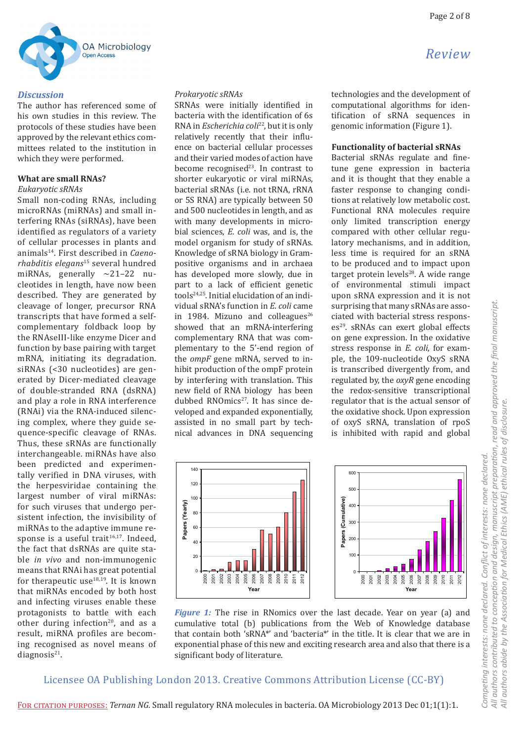## Discussion

The author has referenced some of his own studies in this review. The protocols of these studies have been approved by the relevant ethics committees related to the institution in which they were performed.

## What are small RNAs?

### Eukaryotic sRNAs

Small non-coding RNAs, including microRNAs (miRNAs) and small interfering RNAs (siRNAs), have been identified as regulators of a variety of cellular processes in plants and animals[14]. First described in *Caenorhabditis elegans*[15] several hundred miRNAs, generally ~21–22 nucleotides in length, have now been described. They are generated by cleavage of longer, precursor RNA transcripts that have formed a self-complementary foldback loop by the RNAseIII-like enzyme Dicer and function by base pairing with target mRNA, initiating its degradation. siRNAs (<30 nucleotides) are generated by Dicer-mediated cleavage of double-stranded RNA (dsRNA) and play a role in RNA interference (RNAi) via the RNA-induced silencing complex, where they guide sequence-specific cleavage of RNAs. Thus, these sRNAs are functionally interchangeable. miRNAs have also been predicted and experimentally verified in DNA viruses, with the herpesviridae containing the largest number of viral miRNAs: for such viruses that undergo persistent infection, the invisibility of miRNAs to the adaptive immune response is a useful trait[16,17]. Indeed, the fact that dsRNAs are quite stable *in vivo* and non-immunogenic means that RNAi has great potential for therapeutic use[18,19]. It is known that miRNAs encoded by both host and infecting viruses enable these protagonists to battle with each other during infection[20], and as a result, miRNA profiles are becoming recognised as novel means of diagnosis[21].

### Prokaryotic sRNAs

SRNAs were initially identified in bacteria with the identification of 6s RNA in *Escherichia coli*[22], but it is only relatively recently that their influence on bacterial cellular processes and their varied modes of action have become recognised[23]. In contrast to shorter eukaryotic or viral miRNAs, bacterial sRNAs (i.e. not tRNA, rRNA or 5S RNA) are typically between 50 and 500 nucleotides in length, and as with many developments in microbial sciences, *E. coli* was, and is, the model organism for study of sRNAs. Knowledge of sRNA biology in Gram-positive organisms and in archaea has developed more slowly, due in part to a lack of efficient genetic tools[24,25]. Initial elucidation of an individual sRNA's function in *E. coli* came in 1984. Mizuno and colleagues[26] showed that an mRNA-interfering complementary RNA that was complementary to the 5'-end region of the *ompF* gene mRNA, served to inhibit production of the ompF protein by interfering with translation. This new field of RNA biology has been dubbed RNOmics[27]. It has since developed and expanded exponentially, assisted in no small part by technical advances in DNA sequencing technologies and the development of computational algorithms for identification of sRNA sequences in genomic information (Figure 1).

## Functionality of bacterial sRNAs

Bacterial sRNAs regulate and fine-tune gene expression in bacteria and it is thought that they enable a faster response to changing conditions at relatively low metabolic cost. Functional RNA molecules require only limited transcription energy compared with other cellular regulatory mechanisms, and in addition, less time is required for an sRNA to be produced and to impact upon target protein levels[28]. A wide range of environmental stimuli impact upon sRNA expression and it is not surprising that many sRNAs are associated with bacterial stress responses[29]. sRNAs can exert global effects on gene expression. In the oxidative stress response in *E. coli*, for example, the 109-nucleotide OxyS sRNA is transcribed divergently from, and regulated by, the *oxyR* gene encoding the redox-sensitive transcriptional regulator that is the actual sensor of the oxidative shock. Upon expression of oxyS sRNA, translation of rpoS is inhibited with rapid and global

*Figure 1:* The rise in RNomics over the last decade. Year on year (a) and cumulative total (b) publications from the Web of Knowledge database that contain both 'sRNA*' and 'bacteria*' in the title. It is clear that we are in exponential phase of this new and exciting research area and also that there is a significant body of literature.

Licensee OA Publishing London 2013. Creative Commons Attribution License (CC-BY)

For citation purposes: *Ternan NG.* Small regulatory RNA molecules in bacteria. OA Microbiology 2013 Dec 01;1(1):1.

*Competing interests: none declared. Conflict of interests: none declared. All authors contributed to conception and design, manuscript preparation, read and approved the final manuscript. All authors abide by the Association for Medical Ethics (AME) ethical rules of disclosure.*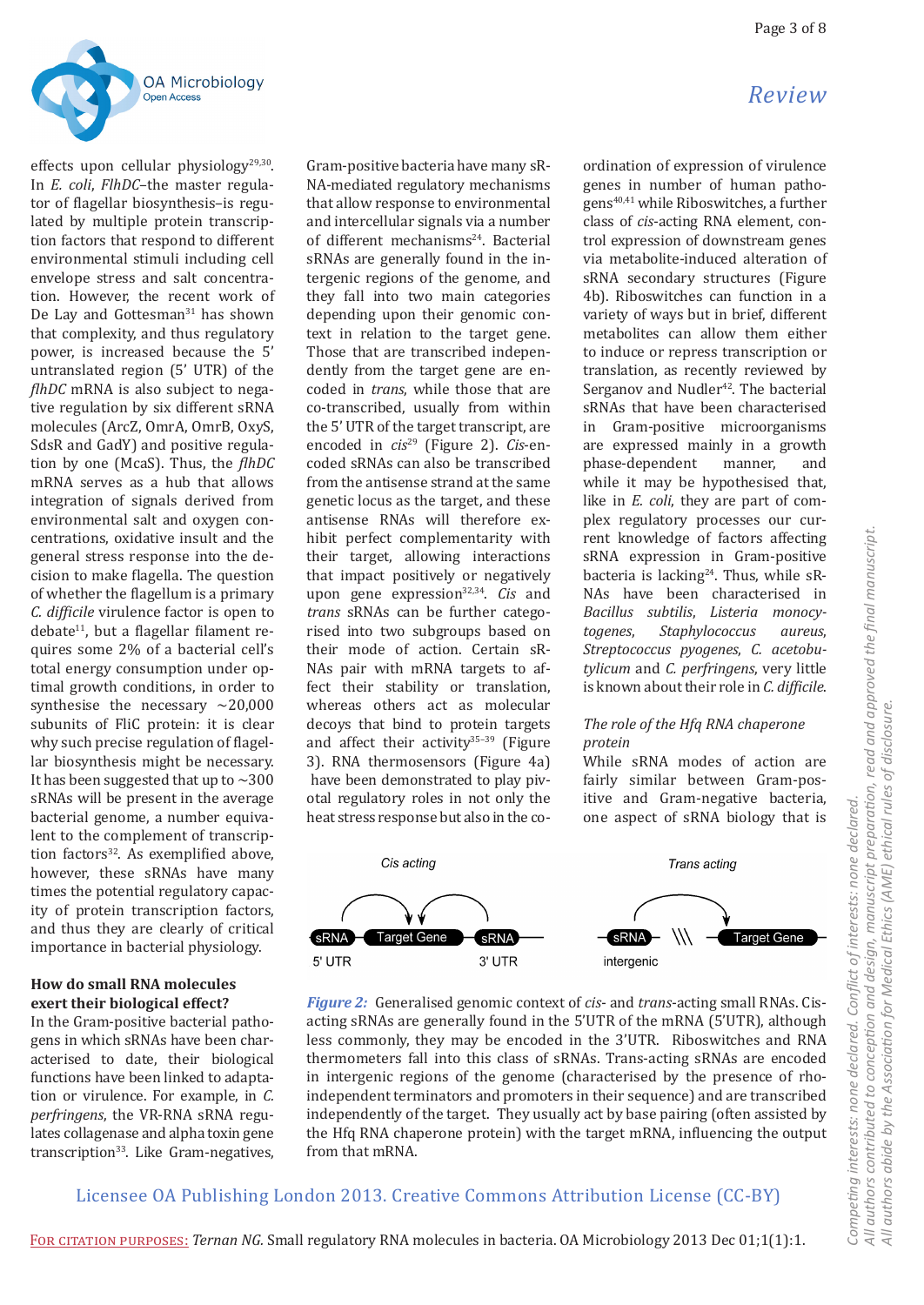effects upon cellular physiology[29,30]. In *E. coli*, *FlhDC*–the master regulator of flagellar biosynthesis–is regulated by multiple protein transcription factors that respond to different environmental stimuli including cell envelope stress and salt concentration. However, the recent work of De Lay and Gottesman[31] has shown that complexity, and thus regulatory power, is increased because the 5' untranslated region (5' UTR) of the *flhDC* mRNA is also subject to negative regulation by six different sRNA molecules (ArcZ, OmrA, OmrB, OxyS, SdsR and GadY) and positive regulation by one (McaS). Thus, the *flhDC* mRNA serves as a hub that allows integration of signals derived from environmental salt and oxygen concentrations, oxidative insult and the general stress response into the decision to make flagella. The question of whether the flagellum is a primary *C. difficile* virulence factor is open to debate[11], but a flagellar filament requires some 2% of a bacterial cell's total energy consumption under optimal growth conditions, in order to synthesise the necessary ~20,000 subunits of FliC protein: it is clear why such precise regulation of flagellar biosynthesis might be necessary. It has been suggested that up to ~300 sRNAs will be present in the average bacterial genome, a number equivalent to the complement of transcription factors[32]. As exemplified above, however, these sRNAs have many times the potential regulatory capacity of protein transcription factors, and thus they are clearly of critical importance in bacterial physiology.

### How do small RNA molecules exert their biological effect?

In the Gram-positive bacterial pathogens in which sRNAs have been characterised to date, their biological functions have been linked to adaptation or virulence. For example, in *C. perfringens*, the VR-RNA sRNA regulates collagenase and alpha toxin gene transcription[33]. Like Gram-negatives, Gram-positive bacteria have many sRNA-mediated regulatory mechanisms that allow response to environmental and intercellular signals via a number of different mechanisms[24]. Bacterial sRNAs are generally found in the intergenic regions of the genome, and they fall into two main categories depending upon their genomic context in relation to the target gene. Those that are transcribed independently from the target gene are encoded in *trans*, while those that are co-transcribed, usually from within the 5' UTR of the target transcript, are encoded in *cis*[29] (Figure 2). *Cis*-encoded sRNAs can also be transcribed from the antisense strand at the same genetic locus as the target, and these antisense RNAs will therefore exhibit perfect complementarity with their target, allowing interactions that impact positively or negatively upon gene expression[32,34]. *Cis* and *trans* sRNAs can be further categorised into two subgroups based on their mode of action. Certain sRNAs pair with mRNA targets to affect their stability or translation, whereas others act as molecular decoys that bind to protein targets and affect their activity[35–39] (Figure 3). RNA thermosensors (Figure 4a) have been demonstrated to play pivotal regulatory roles in not only the heat stress response but also in the co-ordination of expression of virulence genes in number of human pathogens[40,41] while Riboswitches, a further class of *cis*-acting RNA element, control expression of downstream genes via metabolite-induced alteration of sRNA secondary structures (Figure 4b). Riboswitches can function in a variety of ways but in brief, different metabolites can allow them either to induce or repress transcription or translation, as recently reviewed by Serganov and Nudler[42]. The bacterial sRNAs that have been characterised in Gram-positive microorganisms are expressed mainly in a growth phase-dependent manner, and while it may be hypothesised that, like in *E. coli*, they are part of complex regulatory processes our current knowledge of factors affecting sRNA expression in Gram-positive bacteria is lacking[24]. Thus, while sRNAs have been characterised in *Bacillus subtilis*, *Listeria monocytogenes*, *Staphylococcus aureus*, *Streptococcus pyogenes*, *C. acetobutylicum* and *C. perfringens*, very little is known about their role in *C. difficile*.

*The role of the Hfq RNA chaperone protein*

While sRNA modes of action are fairly similar between Gram-positive and Gram-negative bacteria, one aspect of sRNA biology that is

**Figure 2:** Generalised genomic context of *cis*- and *trans*-acting small RNAs. Cis-acting sRNAs are generally found in the 5'UTR of the mRNA (5'UTR), although less commonly, they may be encoded in the 3'UTR. Riboswitches and RNA thermometers fall into this class of sRNAs. Trans-acting sRNAs are encoded in intergenic regions of the genome (characterised by the presence of rho-independent terminators and promoters in their sequence) and are transcribed independently of the target. They usually act by base pairing (often assisted by the Hfq RNA chaperone protein) with the target mRNA, influencing the output from that mRNA.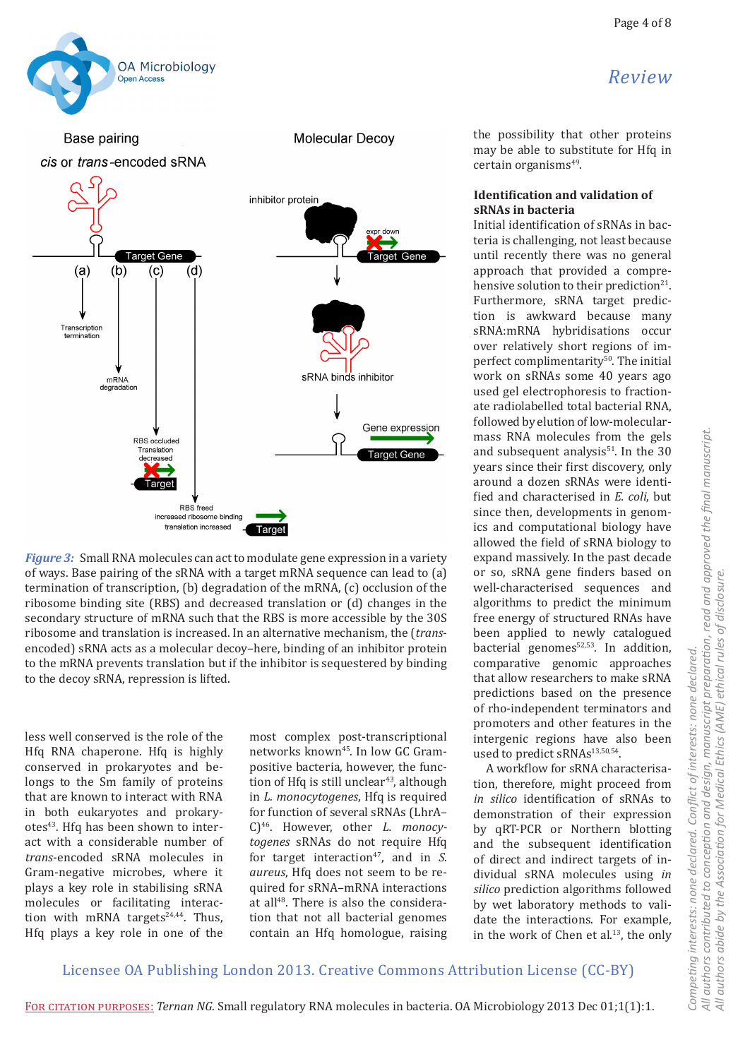**Figure 3:** Small RNA molecules can act to modulate gene expression in a variety of ways. Base pairing of the sRNA with a target mRNA sequence can lead to (a) termination of transcription, (b) degradation of the mRNA, (c) occlusion of the ribosome binding site (RBS) and decreased translation or (d) changes in the secondary structure of mRNA such that the RBS is more accessible by the 30S ribosome and translation is increased. In an alternative mechanism, the (*trans*-encoded) sRNA acts as a molecular decoy–here, binding of an inhibitor protein to the mRNA prevents translation but if the inhibitor is sequestered by binding to the decoy sRNA, repression is lifted.

less well conserved is the role of the Hfq RNA chaperone. Hfq is highly conserved in prokaryotes and belongs to the Sm family of proteins that are known to interact with RNA in both eukaryotes and prokaryotes[43]. Hfq has been shown to interact with a considerable number of *trans*-encoded sRNA molecules in Gram-negative microbes, where it plays a key role in stabilising sRNA molecules or facilitating interaction with mRNA targets[24,44]. Thus, Hfq plays a key role in one of the most complex post-transcriptional networks known[45]. In low GC Gram-positive bacteria, however, the function of Hfq is still unclear[43], although in *L. monocytogenes*, Hfq is required for function of several sRNAs (LhrA–C)[46]. However, other *L. monocytogenes* sRNAs do not require Hfq for target interaction[47], and in *S. aureus*, Hfq does not seem to be required for sRNA–mRNA interactions at all[48]. There is also the consideration that not all bacterial genomes contain an Hfq homologue, raising the possibility that other proteins may be able to substitute for Hfq in certain organisms[49].

## Identification and validation of sRNAs in bacteria

Initial identification of sRNAs in bacteria is challenging, not least because until recently there was no general approach that provided a comprehensive solution to their prediction[21]. Furthermore, sRNA target prediction is awkward because many sRNA:mRNA hybridisations occur over relatively short regions of imperfect complimentarity[50]. The initial work on sRNAs some 40 years ago used gel electrophoresis to fractionate radiolabelled total bacterial RNA, followed by elution of low-molecular-mass RNA molecules from the gels and subsequent analysis[51]. In the 30 years since their first discovery, only around a dozen sRNAs were identified and characterised in *E. coli*, but since then, developments in genomics and computational biology have allowed the field of sRNA biology to expand massively. In the past decade or so, sRNA gene finders based on well-characterised sequences and algorithms to predict the minimum free energy of structured RNAs have been applied to newly catalogued bacterial genomes[52,53]. In addition, comparative genomic approaches that allow researchers to make sRNA predictions based on the presence of rho-independent terminators and promoters and other features in the intergenic regions have also been used to predict sRNAs[13,50,54].

A workflow for sRNA characterisation, therefore, might proceed from *in silico* identification of sRNAs to demonstration of their expression by qRT-PCR or Northern blotting and the subsequent identification of direct and indirect targets of individual sRNA molecules using *in silico* prediction algorithms followed by wet laboratory methods to validate the interactions. For example, in the work of Chen et al.[13], the only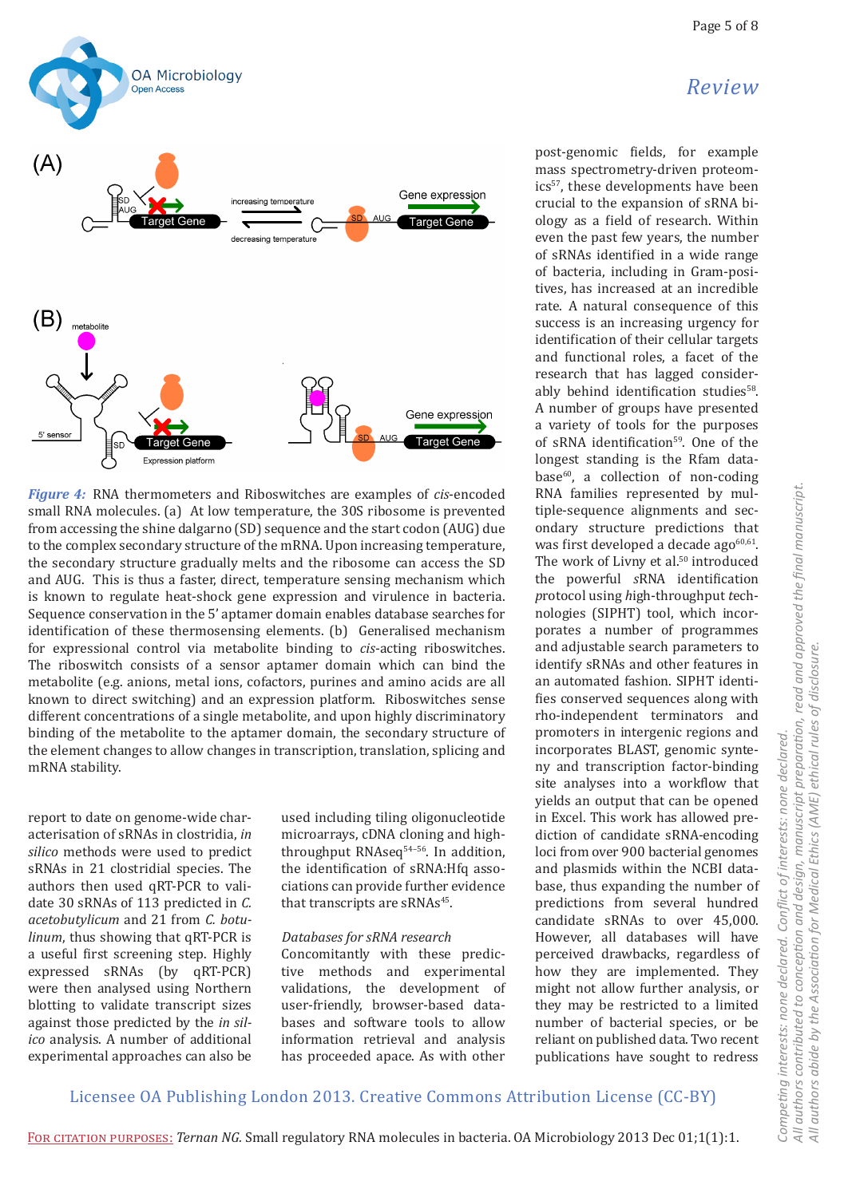**Figure 4:** RNA thermometers and Riboswitches are examples of *cis*-encoded small RNA molecules. (a) At low temperature, the 30S ribosome is prevented from accessing the shine dalgarno (SD) sequence and the start codon (AUG) due to the complex secondary structure of the mRNA. Upon increasing temperature, the secondary structure gradually melts and the ribosome can access the SD and AUG. This is thus a faster, direct, temperature sensing mechanism which is known to regulate heat-shock gene expression and virulence in bacteria. Sequence conservation in the 5' aptamer domain enables database searches for identification of these thermosensing elements. (b) Generalised mechanism for expressional control via metabolite binding to *cis*-acting riboswitches. The riboswitch consists of a sensor aptamer domain which can bind the metabolite (e.g. anions, metal ions, cofactors, purines and amino acids are all known to direct switching) and an expression platform. Riboswitches sense different concentrations of a single metabolite, and upon highly discriminatory binding of the metabolite to the aptamer domain, the secondary structure of the element changes to allow changes in transcription, translation, splicing and mRNA stability.

report to date on genome-wide characterisation of sRNAs in clostridia, *in silico* methods were used to predict sRNAs in 21 clostridial species. The authors then used qRT-PCR to validate 30 sRNAs of 113 predicted in *C. acetobutylicum* and 21 from *C. botulinum*, thus showing that qRT-PCR is a useful first screening step. Highly expressed sRNAs (by qRT-PCR) were then analysed using Northern blotting to validate transcript sizes against those predicted by the *in silico* analysis. A number of additional experimental approaches can also be used including tiling oligonucleotide microarrays, cDNA cloning and high-throughput RNAseq[54–56]. In addition, the identification of sRNA:Hfq associations can provide further evidence that transcripts are sRNAs[45].

### Databases for sRNA research

Concomitantly with these predictive methods and experimental validations, the development of user-friendly, browser-based databases and software tools to allow information retrieval and analysis has proceeded apace. As with other post-genomic fields, for example mass spectrometry-driven proteomics[57], these developments have been crucial to the expansion of sRNA biology as a field of research. Within even the past few years, the number of sRNAs identified in a wide range of bacteria, including in Gram-positives, has increased at an incredible rate. A natural consequence of this success is an increasing urgency for identification of their cellular targets and functional roles, a facet of the research that has lagged considerably behind identification studies[58]. A number of groups have presented a variety of tools for the purposes of sRNA identification[59]. One of the longest standing is the Rfam database[60], a collection of non-coding RNA families represented by multiple-sequence alignments and secondary structure predictions that was first developed a decade ago[60,61]. The work of Livny et al.[50] introduced the powerful *s*RNA *i*dentification *p*rotocol using *h*igh-throughput *t*echnologies (SIPHT) tool, which incorporates a number of programmes and adjustable search parameters to identify sRNAs and other features in an automated fashion. SIPHT identifies conserved sequences along with rho-independent terminators and promoters in intergenic regions and incorporates BLAST, genomic synteny and transcription factor-binding site analyses into a workflow that yields an output that can be opened in Excel. This work has allowed prediction of candidate sRNA-encoding loci from over 900 bacterial genomes and plasmids within the NCBI database, thus expanding the number of predictions from several hundred candidate sRNAs to over 45,000. However, all databases will have perceived drawbacks, regardless of how they are implemented. They might not allow further analysis, or they may be restricted to a limited number of bacterial species, or be reliant on published data. Two recent publications have sought to redress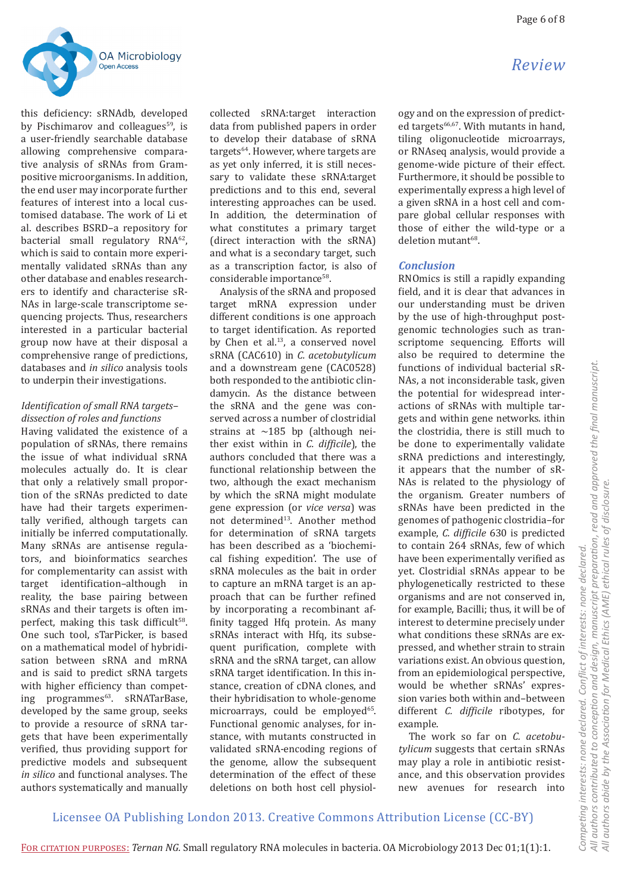this deficiency: sRNAdb, developed by Pischimarov and colleagues[59], is a user-friendly searchable database allowing comprehensive comparative analysis of sRNAs from Gram-positive microorganisms. In addition, the end user may incorporate further features of interest into a local customised database. The work of Li et al. describes BSRD–a repository for bacterial small regulatory RNA[62], which is said to contain more experimentally validated sRNAs than any other database and enables researchers to identify and characterise sRNAs in large-scale transcriptome sequencing projects. Thus, researchers interested in a particular bacterial group now have at their disposal a comprehensive range of predictions, databases and *in silico* analysis tools to underpin their investigations.

### *Identification of small RNA targets–dissection of roles and functions*

Having validated the existence of a population of sRNAs, there remains the issue of what individual sRNA molecules actually do. It is clear that only a relatively small proportion of the sRNAs predicted to date have had their targets experimentally verified, although targets can initially be inferred computationally. Many sRNAs are antisense regulators, and bioinformatics searches for complementarity can assist with target identification–although in reality, the base pairing between sRNAs and their targets is often imperfect, making this task difficult[58]. One such tool, sTarPicker, is based on a mathematical model of hybridisation between sRNA and mRNA and is said to predict sRNA targets with higher efficiency than competing programmes[63]. sRNATarBase, developed by the same group, seeks to provide a resource of sRNA targets that have been experimentally verified, thus providing support for predictive models and subsequent *in silico* and functional analyses. The authors systematically and manually collected sRNA:target interaction data from published papers in order to develop their database of sRNA targets[64]. However, where targets are as yet only inferred, it is still necessary to validate these sRNA:target predictions and to this end, several interesting approaches can be used. In addition, the determination of what constitutes a primary target (direct interaction with the sRNA) and what is a secondary target, such as a transcription factor, is also of considerable importance[58].

Analysis of the sRNA and proposed target mRNA expression under different conditions is one approach to target identification. As reported by Chen et al.[13], a conserved novel sRNA (CAC610) in *C. acetobutylicum* and a downstream gene (CAC0528) both responded to the antibiotic clindamycin. As the distance between the sRNA and the gene was conserved across a number of clostridial strains at ~185 bp (although neither exist within in *C. difficile*), the authors concluded that there was a functional relationship between the two, although the exact mechanism by which the sRNA might modulate gene expression (or *vice versa*) was not determined[13]. Another method for determination of sRNA targets has been described as a 'biochemical fishing expedition'. The use of sRNA molecules as the bait in order to capture an mRNA target is an approach that can be further refined by incorporating a recombinant affinity tagged Hfq protein. As many sRNAs interact with Hfq, its subsequent purification, complete with sRNA and the sRNA target, can allow sRNA target identification. In this instance, creation of cDNA clones, and their hybridisation to whole-genome microarrays, could be employed[65]. Functional genomic analyses, for instance, with mutants constructed in validated sRNA-encoding regions of the genome, allow the subsequent determination of the effect of these deletions on both host cell physiology and on the expression of predicted targets[66,67]. With mutants in hand, tiling oligonucleotide microarrays, or RNAseq analysis, would provide a genome-wide picture of their effect. Furthermore, it should be possible to experimentally express a high level of a given sRNA in a host cell and compare global cellular responses with those of either the wild-type or a deletion mutant[68].

## Conclusion

RNOmics is still a rapidly expanding field, and it is clear that advances in our understanding must be driven by the use of high-throughput post-genomic technologies such as transcriptome sequencing. Efforts will also be required to determine the functions of individual bacterial sRNAs, a not inconsiderable task, given the potential for widespread interactions of sRNAs with multiple targets and within gene networks. ithin the clostridia, there is still much to be done to experimentally validate sRNA predictions and interestingly, it appears that the number of sRNAs is related to the physiology of the organism. Greater numbers of sRNAs have been predicted in the genomes of pathogenic clostridia–for example, *C. difficile* 630 is predicted to contain 264 sRNAs, few of which have been experimentally verified as yet. Clostridial sRNAs appear to be phylogenetically restricted to these organisms and are not conserved in, for example, Bacilli; thus, it will be of interest to determine precisely under what conditions these sRNAs are expressed, and whether strain to strain variations exist. An obvious question, from an epidemiological perspective, would be whether sRNAs' expression varies both within and–between different *C. difficile* ribotypes, for example.

The work so far on *C. acetobutylicum* suggests that certain sRNAs may play a role in antibiotic resistance, and this observation provides new avenues for research into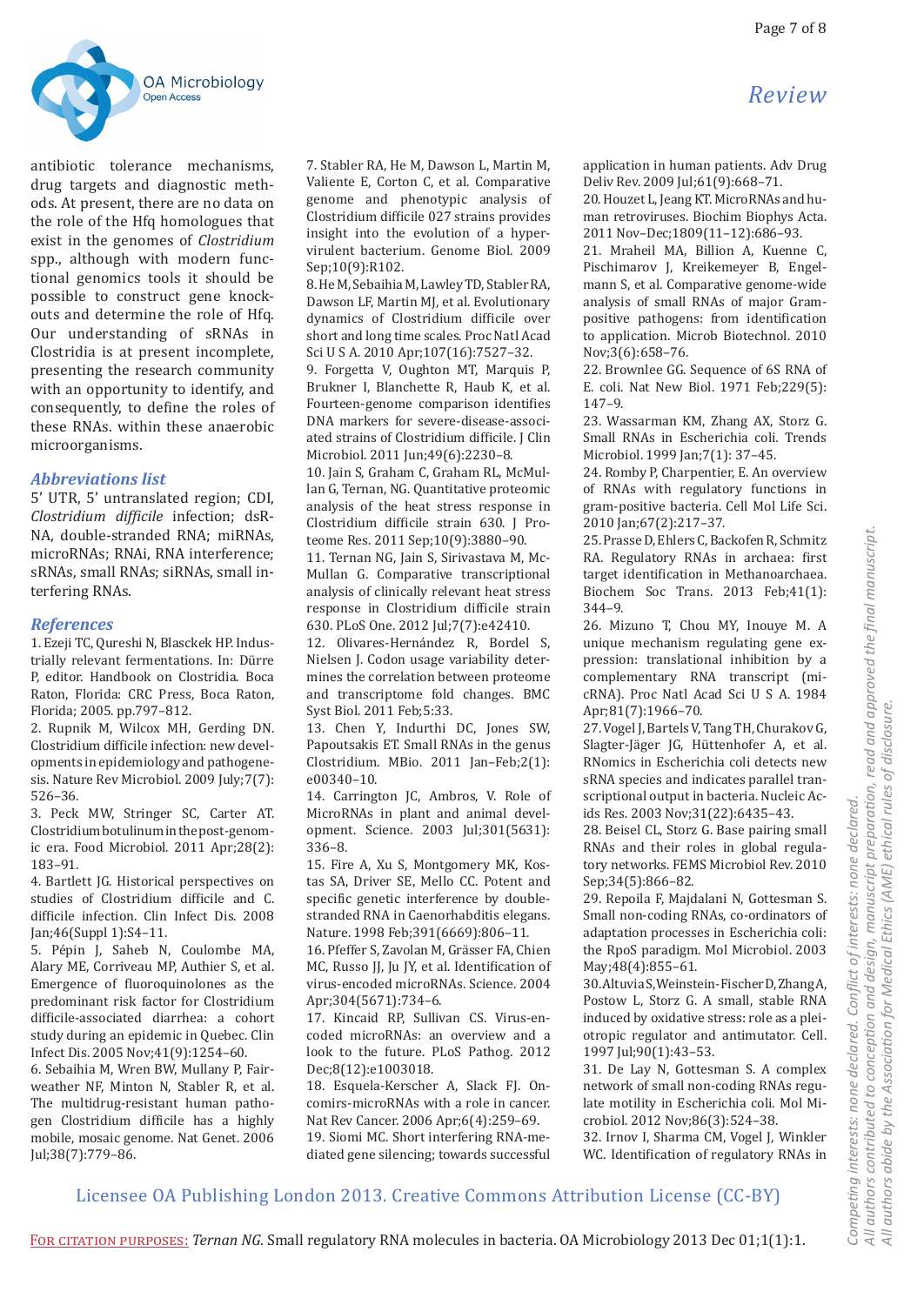antibiotic tolerance mechanisms, drug targets and diagnostic methods. At present, there are no data on the role of the Hfq homologues that exist in the genomes of *Clostridium* spp., although with modern functional genomics tools it should be possible to construct gene knockouts and determine the role of Hfq. Our understanding of sRNAs in Clostridia is at present incomplete, presenting the research community with an opportunity to identify, and consequently, to define the roles of these RNAs. within these anaerobic microorganisms.

## Abbreviations list

5′ UTR, 5′ untranslated region; CDI, *Clostridium difficile* infection; dsRNA, double-stranded RNA; miRNAs, microRNAs; RNAi, RNA interference; sRNAs, small RNAs; siRNAs, small interfering RNAs.

## References

1. Ezeji TC, Qureshi N, Blasckek HP. Industrially relevant fermentations. In: Dürre P, editor. Handbook on Clostridia. Boca Raton, Florida: CRC Press, Boca Raton, Florida; 2005. pp.797–812.
2. Rupnik M, Wilcox MH, Gerding DN. Clostridium difficile infection: new developments in epidemiology and pathogenesis. Nature Rev Microbiol. 2009 July;7(7):526–36.
3. Peck MW, Stringer SC, Carter AT. Clostridium botulinum in the post-genomic era. Food Microbiol. 2011 Apr;28(2):183–91.
4. Bartlett JG. Historical perspectives on studies of Clostridium difficile and C. difficile infection. Clin Infect Dis. 2008 Jan;46(Suppl 1):S4–11.
5. Pépin J, Saheb N, Coulombe MA, Alary ME, Corriveau MP, Authier S, et al. Emergence of fluoroquinolones as the predominant risk factor for Clostridium difficile-associated diarrhea: a cohort study during an epidemic in Quebec. Clin Infect Dis. 2005 Nov;41(9):1254–60.
6. Sebaihia M, Wren BW, Mullany P, Fairweather NF, Minton N, Stabler R, et al. The multidrug-resistant human pathogen Clostridium difficile has a highly mobile, mosaic genome. Nat Genet. 2006 Jul;38(7):779–86.
7. Stabler RA, He M, Dawson L, Martin M, Valiente E, Corton C, et al. Comparative genome and phenotypic analysis of Clostridium difficile 027 strains provides insight into the evolution of a hypervirulent bacterium. Genome Biol. 2009 Sep;10(9):R102.
8. He M, Sebaihia M, Lawley TD, Stabler RA, Dawson LF, Martin MJ, et al. Evolutionary dynamics of Clostridium difficile over short and long time scales. Proc Natl Acad Sci U S A. 2010 Apr;107(16):7527–32.
9. Forgetta V, Oughton MT, Marquis P, Brukner I, Blanchette R, Haub K, et al. Fourteen-genome comparison identifies DNA markers for severe-disease-associated strains of Clostridium difficile. J Clin Microbiol. 2011 Jun;49(6):2230–8.
10. Jain S, Graham C, Graham RL, McMullan G, Ternan, NG. Quantitative proteomic analysis of the heat stress response in Clostridium difficile strain 630. J Proteome Res. 2011 Sep;10(9):3880–90.
11. Ternan NG, Jain S, Sirivastava M, McMullan G. Comparative transcriptional analysis of clinically relevant heat stress response in Clostridium difficile strain 630. PLoS One. 2012 Jul;7(7):e42410.
12. Olivares-Hernández R, Bordel S, Nielsen J. Codon usage variability determines the correlation between proteome and transcriptome fold changes. BMC Syst Biol. 2011 Feb;5:33.
13. Chen Y, Indurthi DC, Jones SW, Papoutsakis ET. Small RNAs in the genus Clostridium. MBio. 2011 Jan–Feb;2(1):e00340–10.
14. Carrington JC, Ambros, V. Role of MicroRNAs in plant and animal development. Science. 2003 Jul;301(5631):336–8.
15. Fire A, Xu S, Montgomery MK, Kostas SA, Driver SE, Mello CC. Potent and specific genetic interference by double-stranded RNA in Caenorhabditis elegans. Nature. 1998 Feb;391(6669):806–11.
16. Pfeffer S, Zavolan M, Grässer FA, Chien MC, Russo JJ, Ju JY, et al. Identification of virus-encoded microRNAs. Science. 2004 Apr;304(5671):734–6.
17. Kincaid RP, Sullivan CS. Virus-encoded microRNAs: an overview and a look to the future. PLoS Pathog. 2012 Dec;8(12):e1003018.
18. Esquela-Kerscher A, Slack FJ. Oncomirs-microRNAs with a role in cancer. Nat Rev Cancer. 2006 Apr;6(4):259–69.
19. Siomi MC. Short interfering RNA-mediated gene silencing; towards successful application in human patients. Adv Drug Deliv Rev. 2009 Jul;61(9):668–71.
20. Houzet L, Jeang KT. MicroRNAs and human retroviruses. Biochim Biophys Acta. 2011 Nov–Dec;1809(11–12):686–93.
21. Mraheil MA, Billion A, Kuenne C, Pischimarov J, Kreikemeyer B, Engelmann S, et al. Comparative genome-wide analysis of small RNAs of major Gram-positive pathogens: from identification to application. Microb Biotechnol. 2010 Nov;3(6):658–76.
22. Brownlee GG. Sequence of 6S RNA of E. coli. Nat New Biol. 1971 Feb;229(5):147–9.
23. Wassarman KM, Zhang AX, Storz G. Small RNAs in Escherichia coli. Trends Microbiol. 1999 Jan;7(1): 37–45.
24. Romby P, Charpentier, E. An overview of RNAs with regulatory functions in gram-positive bacteria. Cell Mol Life Sci. 2010 Jan;67(2):217–37.
25. Prasse D, Ehlers C, Backofen R, Schmitz RA. Regulatory RNAs in archaea: first target identification in Methanoarchaea. Biochem Soc Trans. 2013 Feb;41(1):344–9.
26. Mizuno T, Chou MY, Inouye M. A unique mechanism regulating gene expression: translational inhibition by a complementary RNA transcript (micRNA). Proc Natl Acad Sci U S A. 1984 Apr;81(7):1966–70.
27. Vogel J, Bartels V, Tang TH, Churakov G, Slagter-Jäger JG, Hüttenhofer A, et al. RNomics in Escherichia coli detects new sRNA species and indicates parallel transcriptional output in bacteria. Nucleic Acids Res. 2003 Nov;31(22):6435–43.
28. Beisel CL, Storz G. Base pairing small RNAs and their roles in global regulatory networks. FEMS Microbiol Rev. 2010 Sep;34(5):866–82.
29. Repoila F, Majdalani N, Gottesman S. Small non-coding RNAs, co-ordinators of adaptation processes in Escherichia coli: the RpoS paradigm. Mol Microbiol. 2003 May;48(4):855–61.
30. Altuvia S, Weinstein-Fischer D, Zhang A, Postow L, Storz G. A small, stable RNA induced by oxidative stress: role as a pleiotropic regulator and antimutator. Cell. 1997 Jul;90(1):43–53.
31. De Lay N, Gottesman S. A complex network of small non-coding RNAs regulate motility in Escherichia coli. Mol Microbiol. 2012 Nov;86(3):524–38.
32. Irnov I, Sharma CM, Vogel J, Winkler WC. Identification of regulatory RNAs in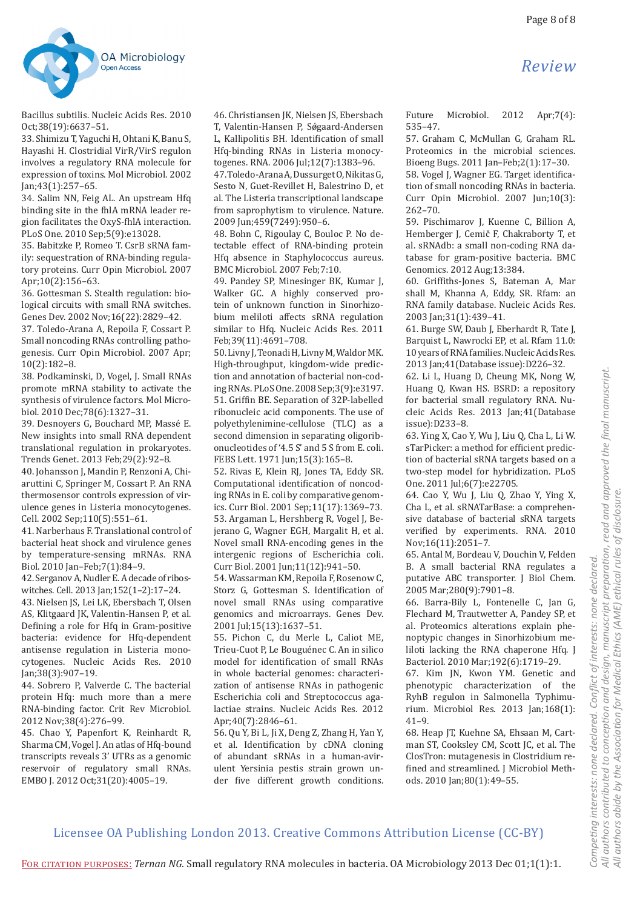Bacillus subtilis. Nucleic Acids Res. 2010 Oct;38(19):6637–51.

33. Shimizu T, Yaguchi H, Ohtani K, Banu S, Hayashi H. Clostridial VirR/VirS regulon involves a regulatory RNA molecule for expression of toxins. Mol Microbiol. 2002 Jan;43(1):257–65.

34. Salim NN, Feig AL. An upstream Hfq binding site in the fhlA mRNA leader region facilitates the OxyS-fhlA interaction. PLoS One. 2010 Sep;5(9):e13028.

35. Babitzke P, Romeo T. CsrB sRNA family: sequestration of RNA-binding regulatory proteins. Curr Opin Microbiol. 2007 Apr;10(2):156–63.

36. Gottesman S. Stealth regulation: biological circuits with small RNA switches. Genes Dev. 2002 Nov;16(22):2829–42.

37. Toledo-Arana A, Repoila F, Cossart P. Small noncoding RNAs controlling pathogenesis. Curr Opin Microbiol. 2007 Apr;10(2):182–8.

38. Podkaminski, D, Vogel, J. Small RNAs promote mRNA stability to activate the synthesis of virulence factors. Mol Microbiol. 2010 Dec;78(6):1327–31.

39. Desnoyers G, Bouchard MP, Massé E. New insights into small RNA dependent translational regulation in prokaryotes. Trends Genet. 2013 Feb;29(2):92–8.

40. Johansson J, Mandin P, Renzoni A, Chiaruttini C, Springer M, Cossart P. An RNA thermosensor controls expression of virulence genes in Listeria monocytogenes. Cell. 2002 Sep;110(5):551–61.

41. Narberhaus F. Translational control of bacterial heat shock and virulence genes by temperature-sensing mRNAs. RNA Biol. 2010 Jan–Feb;7(1):84–9.

42. Serganov A, Nudler E. A decade of riboswitches. Cell. 2013 Jan;152(1–2):17–24.

43. Nielsen JS, Lei LK, Ebersbach T, Olsen AS, Klitgaard JK, Valentin-Hansen P, et al. Defining a role for Hfq in Gram-positive bacteria: evidence for Hfq-dependent antisense regulation in Listeria monocytogenes. Nucleic Acids Res. 2010 Jan;38(3):907–19.

44. Sobrero P, Valverde C. The bacterial protein Hfq: much more than a mere RNA-binding factor. Crit Rev Microbiol. 2012 Nov;38(4):276–99.

45. Chao Y, Papenfort K, Reinhardt R, Sharma CM, Vogel J. An atlas of Hfq-bound transcripts reveals 3' UTRs as a genomic reservoir of regulatory small RNAs. EMBO J. 2012 Oct;31(20):4005–19.

46. Christiansen JK, Nielsen JS, Ebersbach T, Valentin-Hansen P, Søgaard-Andersen L, Kallipolitis BH. Identification of small Hfq-binding RNAs in Listeria monocytogenes. RNA. 2006 Jul;12(7):1383–96.

47. Toledo-Arana A, Dussurget O, Nikitas G, Sesto N, Guet-Revillet H, Balestrino D, et al. The Listeria transcriptional landscape from saprophytism to virulence. Nature. 2009 Jun;459(7249):950–6.

48. Bohn C, Rigoulay C, Bouloc P. No detectable effect of RNA-binding protein Hfq absence in Staphylococcus aureus. BMC Microbiol. 2007 Feb;7:10.

49. Pandey SP, Minesinger BK, Kumar J, Walker GC. A highly conserved protein of unknown function in Sinorhizobium meliloti affects sRNA regulation similar to Hfq. Nucleic Acids Res. 2011 Feb;39(11):4691–708.

50. Livny J, Teonadi H, Livny M, Waldor MK. High-throughput, kingdom-wide prediction and annotation of bacterial non-coding RNAs. PLoS One. 2008 Sep;3(9):e3197.

51. Griffin BE. Separation of 32P-labelled ribonucleic acid components. The use of polyethylenimine-cellulose (TLC) as a second dimension in separating oligoribonucleotides of '4.5 S' and 5 S from E. coli. FEBS Lett. 1971 Jun;15(3):165–8.

52. Rivas E, Klein RJ, Jones TA, Eddy SR. Computational identification of noncoding RNAs in E. coli by comparative genomics. Curr Biol. 2001 Sep;11(17):1369–73.

53. Argaman L, Hershberg R, Vogel J, Bejerano G, Wagner EGH, Margalit H, et al. Novel small RNA-encoding genes in the intergenic regions of Escherichia coli. Curr Biol. 2001 Jun;11(12):941–50.

54. Wassarman KM, Repoila F, Rosenow C, Storz G, Gottesman S. Identification of novel small RNAs using comparative genomics and microarrays. Genes Dev. 2001 Jul;15(13):1637–51.

55. Pichon C, du Merle L, Caliot ME, Trieu-Cuot P, Le Bouguénec C. An in silico model for identification of small RNAs in whole bacterial genomes: characterization of antisense RNAs in pathogenic Escherichia coli and Streptococcus agalactiae strains. Nucleic Acids Res. 2012 Apr;40(7):2846–61.

56. Qu Y, Bi L, Ji X, Deng Z, Zhang H, Yan Y, et al. Identification by cDNA cloning of abundant sRNAs in a human-avirulent Yersinia pestis strain grown under five different growth conditions. Future Microbiol. 2012 Apr;7(4):535–47.

57. Graham C, McMullan G, Graham RL. Proteomics in the microbial sciences. Bioeng Bugs. 2011 Jan–Feb;2(1):17–30.

58. Vogel J, Wagner EG. Target identification of small noncoding RNAs in bacteria. Curr Opin Microbiol. 2007 Jun;10(3):262–70.

59. Pischimarov J, Kuenne C, Billion A, Hemberger J, Cemič F, Chakraborty T, et al. sRNAdb: a small non-coding RNA database for gram-positive bacteria. BMC Genomics. 2012 Aug;13:384.

60. Griffiths-Jones S, Bateman A, Marshall M, Khanna A, Eddy, SR. Rfam: an RNA family database. Nucleic Acids Res. 2003 Jan;31(1):439–41.

61. Burge SW, Daub J, Eberhardt R, Tate J, Barquist L, Nawrocki EP, et al. Rfam 11.0: 10 years of RNA families. Nucleic Acids Res. 2013 Jan;41(Database issue):D226–32.

62. Li L, Huang D, Cheung MK, Nong W, Huang Q, Kwan HS. BSRD: a repository for bacterial small regulatory RNA. Nucleic Acids Res. 2013 Jan;41(Database issue):D233–8.

63. Ying X, Cao Y, Wu J, Liu Q, Cha L, Li W. sTarPicker: a method for efficient prediction of bacterial sRNA targets based on a two-step model for hybridization. PLoS One. 2011 Jul;6(7):e22705.

64. Cao Y, Wu J, Liu Q, Zhao Y, Ying X, Cha L, et al. sRNATarBase: a comprehensive database of bacterial sRNA targets verified by experiments. RNA. 2010 Nov;16(11):2051–7.

65. Antal M, Bordeau V, Douchin V, Felden B. A small bacterial RNA regulates a putative ABC transporter. J Biol Chem. 2005 Mar;280(9):7901–8.

66. Barra-Bily L, Fontenelle C, Jan G, Flechard M, Trautwetter A, Pandey SP, et al. Proteomics alterations explain phenoptypic changes in Sinorhizobium meliloti lacking the RNA chaperone Hfq. J Bacteriol. 2010 Mar;192(6):1719–29.

67. Kim JN, Kwon YM. Genetic and phenotypic characterization of the RyhB regulon in Salmonella Typhimurium. Microbiol Res. 2013 Jan;168(1):41–9.

68. Heap JT, Kuehne SA, Ehsaan M, Cartman ST, Cooksley CM, Scott JC, et al. The ClosTron: mutagenesis in Clostridium refined and streamlined. J Microbiol Methods. 2010 Jan;80(1):49–55.

*Competing interests: none declared. Conflict of interests: none declared.*
*All authors contributed to conception and design, manuscript preparation, read and approved the final manuscript.*
*All authors abide by the Association for Medical Ethics (AME) ethical rules of disclosure.*

Licensee OA Publishing London 2013. Creative Commons Attribution License (CC-BY)

For citation purposes: *Ternan NG.* Small regulatory RNA molecules in bacteria. OA Microbiology 2013 Dec 01;1(1):1.